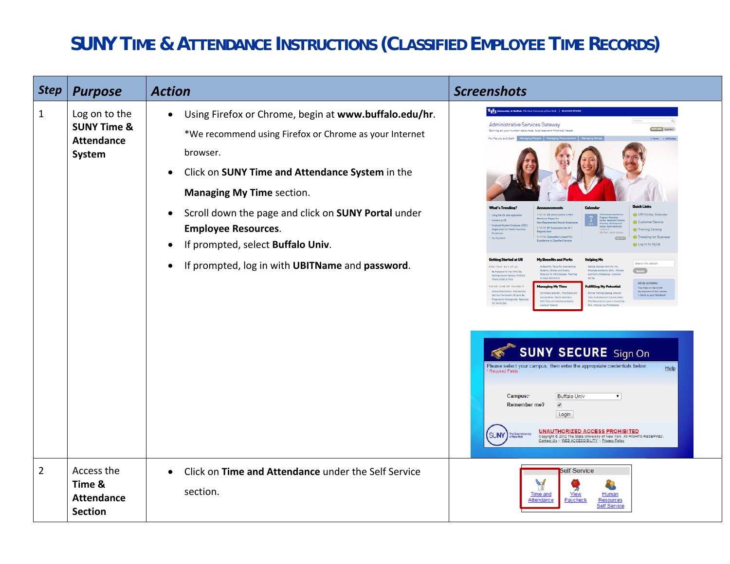# SUNY Time & Attendance Instructions (Classified Employee Time Records)

| Step | Purpose | Action | Screenshots |
|---|---|---|---|
| 1 | Log on to the **SUNY Time & Attendance System** | • Using Firefox or Chrome, begin at **www.buffalo.edu/hr**. *We recommend using Firefox or Chrome as your Internet browser.<br>• Click on **SUNY Time and Attendance System** in the **Managing My Time** section.<br>• Scroll down the page and click on **SUNY Portal** under **Employee Resources**.<br>• If prompted, select **Buffalo Univ**.<br>• If prompted, log in with **UBITName** and **password**. | |
| 2 | Access the **Time & Attendance Section** | • Click on **Time and Attendance** under the Self Service section. | |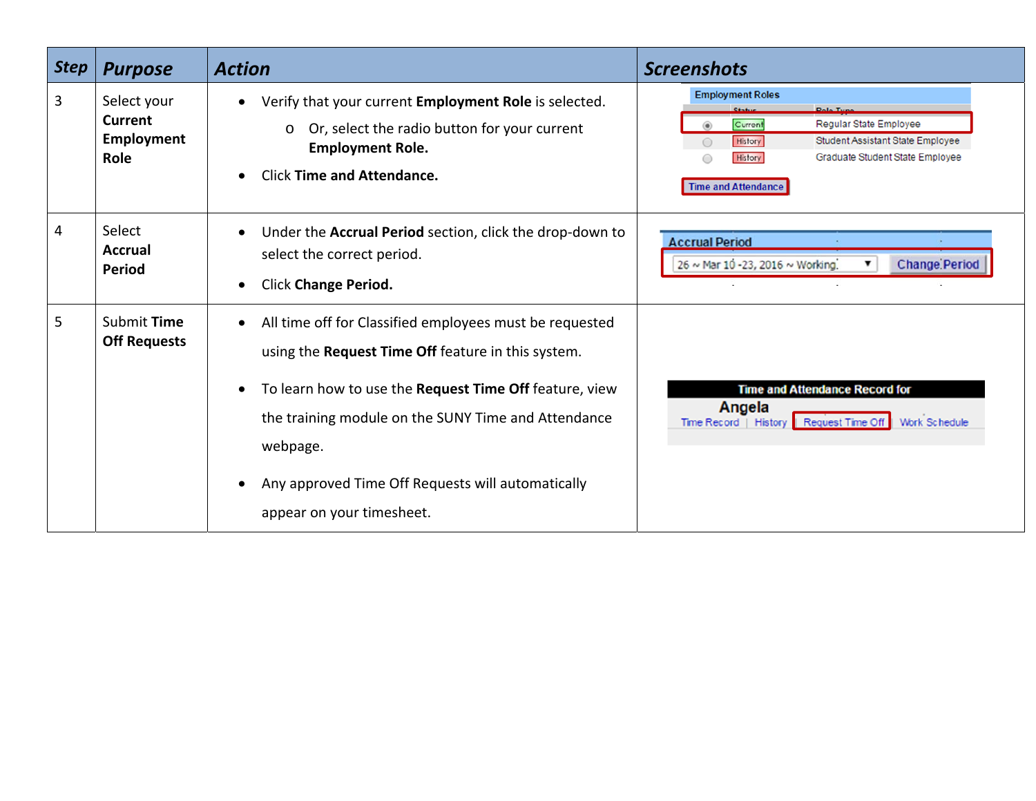| Step | Purpose | Action | Screenshots |
|---|---|---|---|
| 3 | Select your **Current Employment Role** | • Verify that your current **Employment Role** is selected.<br>o Or, select the radio button for your current **Employment Role.**<br>• Click **Time and Attendance.** | |
| 4 | Select **Accrual Period** | • Under the **Accrual Period** section, click the drop-down to select the correct period.<br>• Click **Change Period.** | |
| 5 | Submit **Time Off Requests** | • All time off for Classified employees must be requested using the **Request Time Off** feature in this system.<br>• To learn how to use the **Request Time Off** feature, view the training module on the SUNY Time and Attendance webpage.<br>• Any approved Time Off Requests will automatically appear on your timesheet. | |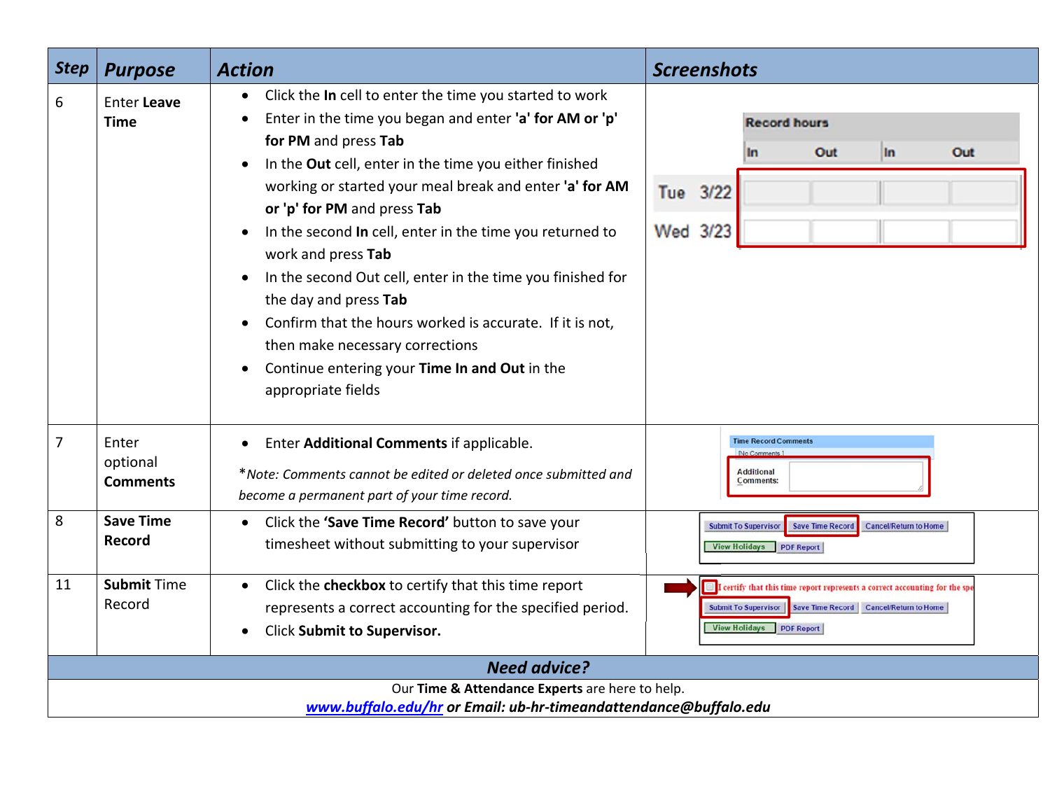| Step | Purpose | Action | Screenshots |
|---|---|---|---|
| 6 | Enter **Leave Time** | • Click the **In** cell to enter the time you started to work<br>• Enter in the time you began and enter **'a' for AM or 'p' for PM** and press **Tab**<br>• In the **Out** cell, enter in the time you either finished working or started your meal break and enter **'a' for AM or 'p' for PM** and press **Tab**<br>• In the second **In** cell, enter in the time you returned to work and press **Tab**<br>• In the second Out cell, enter in the time you finished for the day and press **Tab**<br>• Confirm that the hours worked is accurate. If it is not, then make necessary corrections<br>• Continue entering your **Time In and Out** in the appropriate fields | Record hours<br>In Out In Out<br>Tue 3/22<br>Wed 3/23 |
| 7 | Enter optional **Comments** | • Enter **Additional Comments** if applicable.<br>**Note: Comments cannot be edited or deleted once submitted and become a permanent part of your time record.* | Time Record Comments<br>[No Comments]<br>Additional Comments: |
| 8 | **Save Time Record** | • Click the **'Save Time Record'** button to save your timesheet without submitting to your supervisor | Submit To Supervisor Save Time Record Cancel/Return to Home<br>View Holidays PDF Report |
| 11 | **Submit** Time Record | • Click the **checkbox** to certify that this time report represents a correct accounting for the specified period.<br>• Click **Submit to Supervisor.** | I certify that this time report represents a correct accounting for the spe<br>Submit To Supervisor Save Time Record Cancel/Return to Home<br>View Holidays PDF Report |

***Need advice?***

Our **Time & Attendance Experts** are here to help.

***www.buffalo.edu/hr or Email: ub-hr-timeandattendance@buffalo.edu***